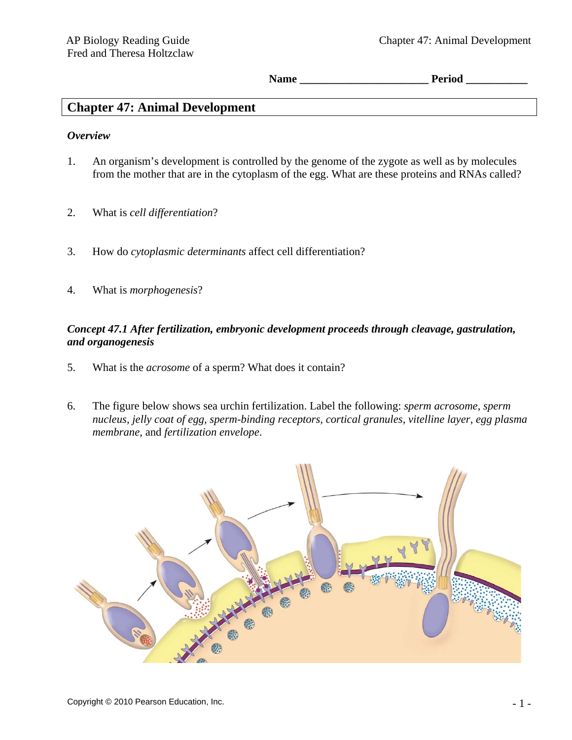Name _______________________ Period ___________

# Chapter 47: Animal Development

***Overview***

1. An organism's development is controlled by the genome of the zygote as well as by molecules from the mother that are in the cytoplasm of the egg. What are these proteins and RNAs called?

2. What is *cell differentiation*?

3. How do *cytoplasmic determinants* affect cell differentiation?

4. What is *morphogenesis*?

***Concept 47.1 After fertilization, embryonic development proceeds through cleavage, gastrulation, and organogenesis***

5. What is the *acrosome* of a sperm? What does it contain?

6. The figure below shows sea urchin fertilization. Label the following: *sperm acrosome*, *sperm nucleus*, *jelly coat of egg*, *sperm-binding receptors*, *cortical granules*, *vitelline layer*, *egg plasma membrane*, and *fertilization envelope*.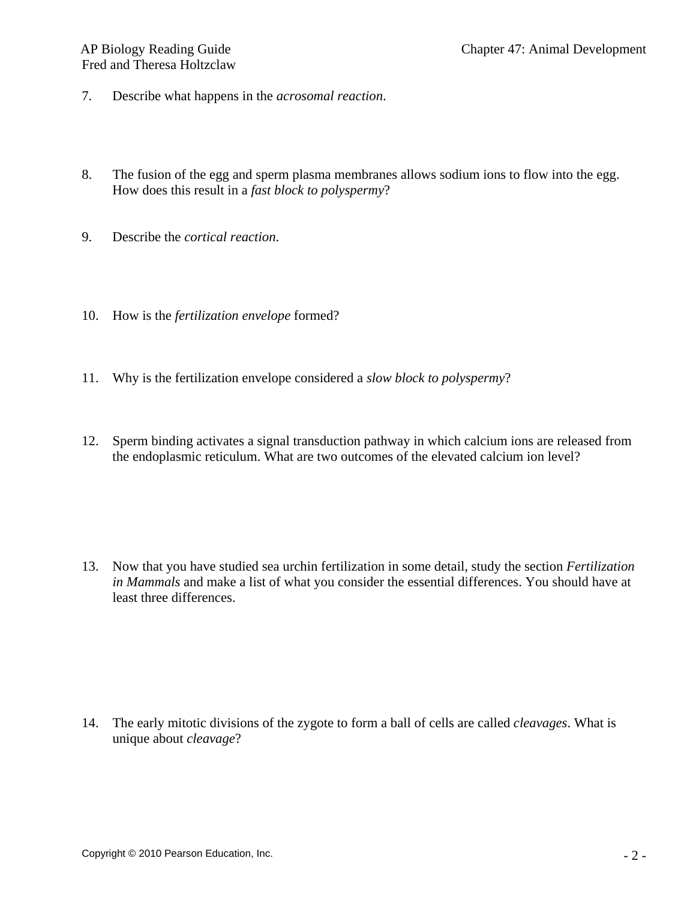7. Describe what happens in the *acrosomal reaction*.

8. The fusion of the egg and sperm plasma membranes allows sodium ions to flow into the egg. How does this result in a *fast block to polyspermy*?

9. Describe the *cortical reaction*.

10. How is the *fertilization envelope* formed?

11. Why is the fertilization envelope considered a *slow block to polyspermy*?

12. Sperm binding activates a signal transduction pathway in which calcium ions are released from the endoplasmic reticulum. What are two outcomes of the elevated calcium ion level?

13. Now that you have studied sea urchin fertilization in some detail, study the section *Fertilization in Mammals* and make a list of what you consider the essential differences. You should have at least three differences.

14. The early mitotic divisions of the zygote to form a ball of cells are called *cleavages*. What is unique about *cleavage*?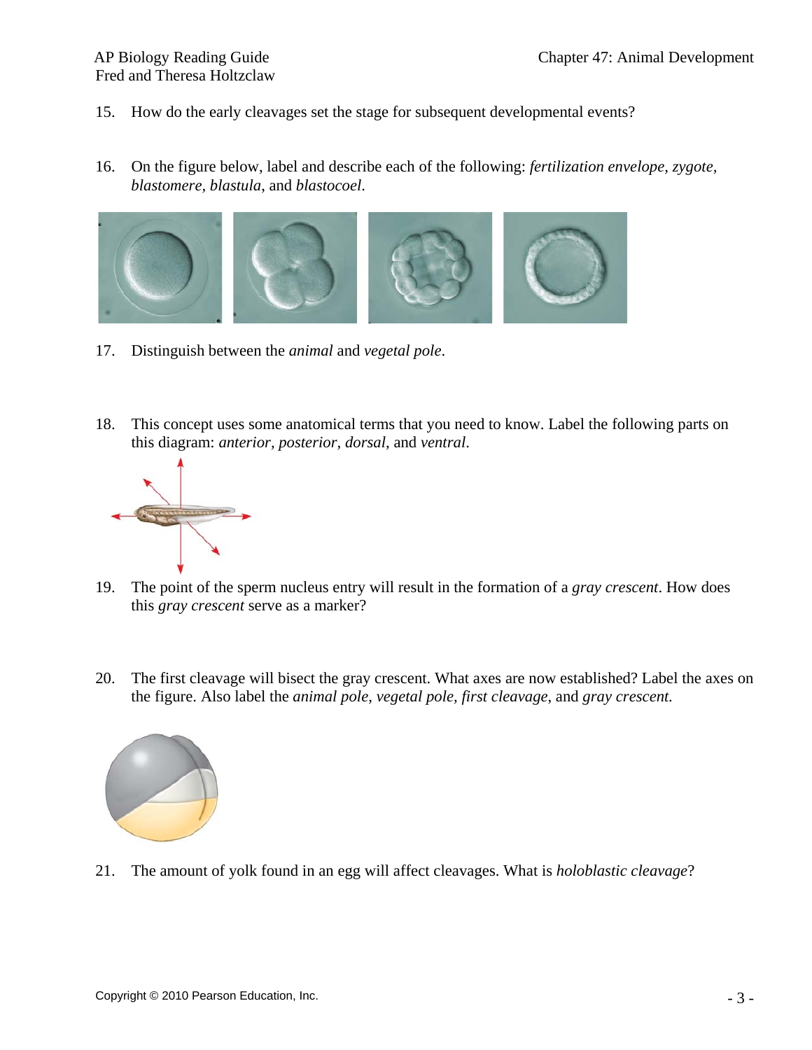15. How do the early cleavages set the stage for subsequent developmental events?

16. On the figure below, label and describe each of the following: *fertilization envelope*, *zygote*, *blastomere*, *blastula*, and *blastocoel*.

17. Distinguish between the *animal* and *vegetal pole*.

18. This concept uses some anatomical terms that you need to know. Label the following parts on this diagram: *anterior, posterior, dorsal*, and *ventral*.

19. The point of the sperm nucleus entry will result in the formation of a *gray crescent*. How does this *gray crescent* serve as a marker?

20. The first cleavage will bisect the gray crescent. What axes are now established? Label the axes on the figure. Also label the *animal pole, vegetal pole, first cleavage*, and *gray crescent.*

21. The amount of yolk found in an egg will affect cleavages. What is *holoblastic cleavage*?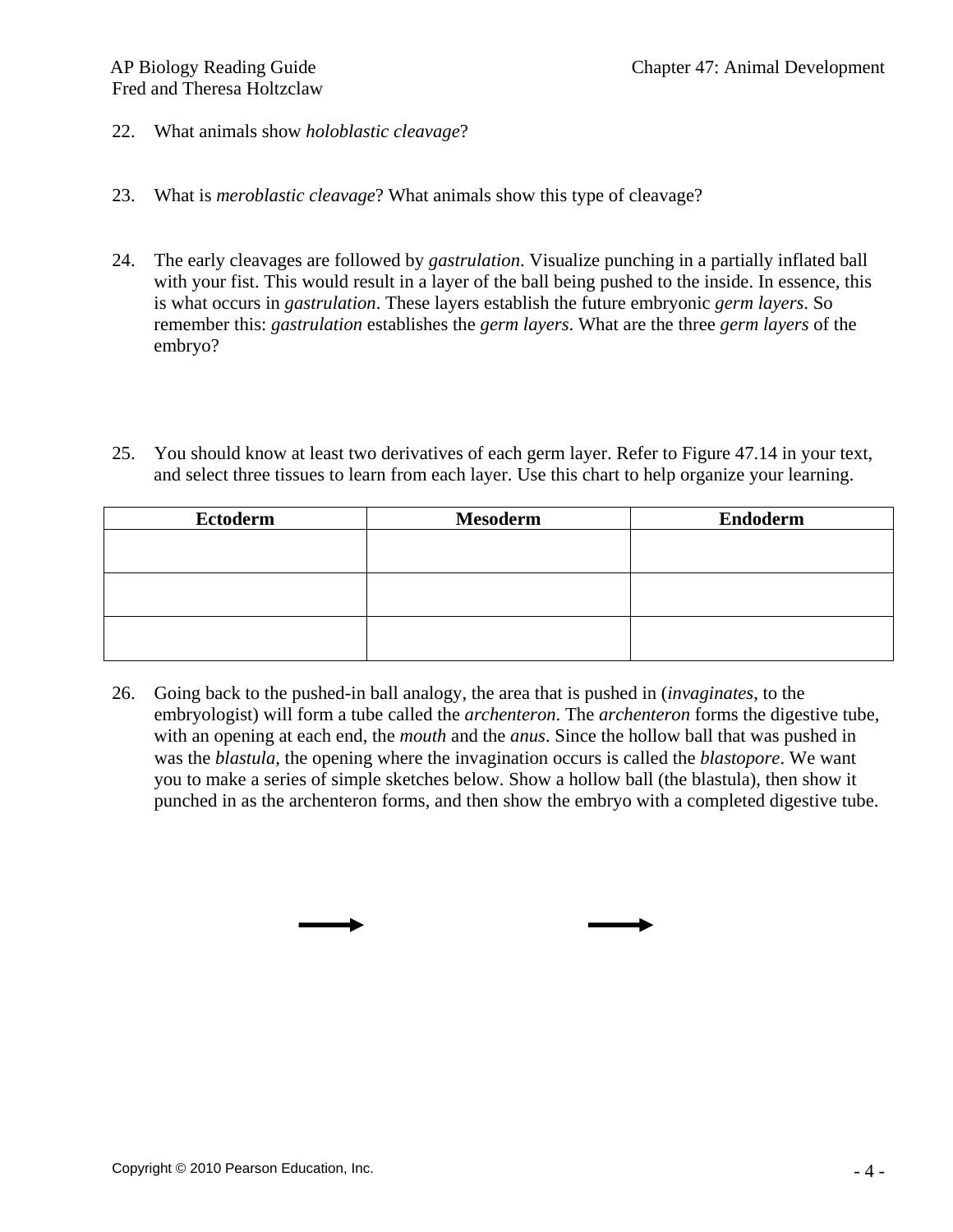22. What animals show *holoblastic cleavage*?

23. What is *meroblastic cleavage*? What animals show this type of cleavage?

24. The early cleavages are followed by *gastrulation*. Visualize punching in a partially inflated ball with your fist. This would result in a layer of the ball being pushed to the inside. In essence, this is what occurs in *gastrulation*. These layers establish the future embryonic *germ layers*. So remember this: *gastrulation* establishes the *germ layers*. What are the three *germ layers* of the embryo?

25. You should know at least two derivatives of each germ layer. Refer to Figure 47.14 in your text, and select three tissues to learn from each layer. Use this chart to help organize your learning.

| Ectoderm | Mesoderm | Endoderm |
| --- | --- | --- |
| | | |
| | | |
| | | |

26. Going back to the pushed-in ball analogy, the area that is pushed in (*invaginates*, to the embryologist) will form a tube called the *archenteron*. The *archenteron* forms the digestive tube, with an opening at each end, the *mouth* and the *anus*. Since the hollow ball that was pushed in was the *blastula*, the opening where the invagination occurs is called the *blastopore*. We want you to make a series of simple sketches below. Show a hollow ball (the blastula), then show it punched in as the archenteron forms, and then show the embryo with a completed digestive tube.

→ →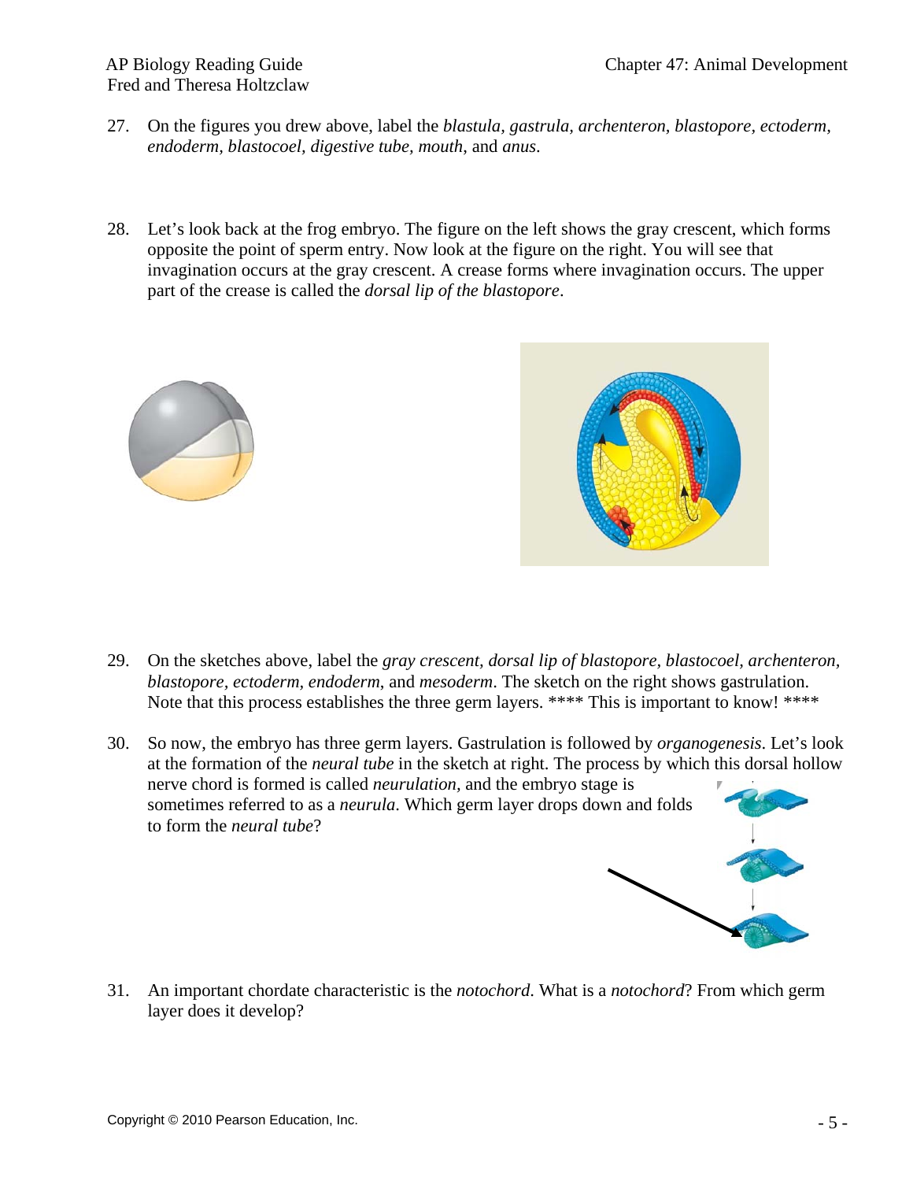27. On the figures you drew above, label the *blastula, gastrula, archenteron, blastopore, ectoderm, endoderm, blastocoel, digestive tube, mouth*, and *anus*.

28. Let's look back at the frog embryo. The figure on the left shows the gray crescent, which forms opposite the point of sperm entry. Now look at the figure on the right. You will see that invagination occurs at the gray crescent. A crease forms where invagination occurs. The upper part of the crease is called the *dorsal lip of the blastopore*.

29. On the sketches above, label the *gray crescent, dorsal lip of blastopore, blastocoel, archenteron, blastopore, ectoderm, endoderm*, and *mesoderm*. The sketch on the right shows gastrulation. Note that this process establishes the three germ layers. **** This is important to know! ****

30. So now, the embryo has three germ layers. Gastrulation is followed by *organogenesis*. Let's look at the formation of the *neural tube* in the sketch at right. The process by which this dorsal hollow nerve chord is formed is called *neurulation*, and the embryo stage is sometimes referred to as a *neurula*. Which germ layer drops down and folds to form the *neural tube*?

31. An important chordate characteristic is the *notochord*. What is a *notochord*? From which germ layer does it develop?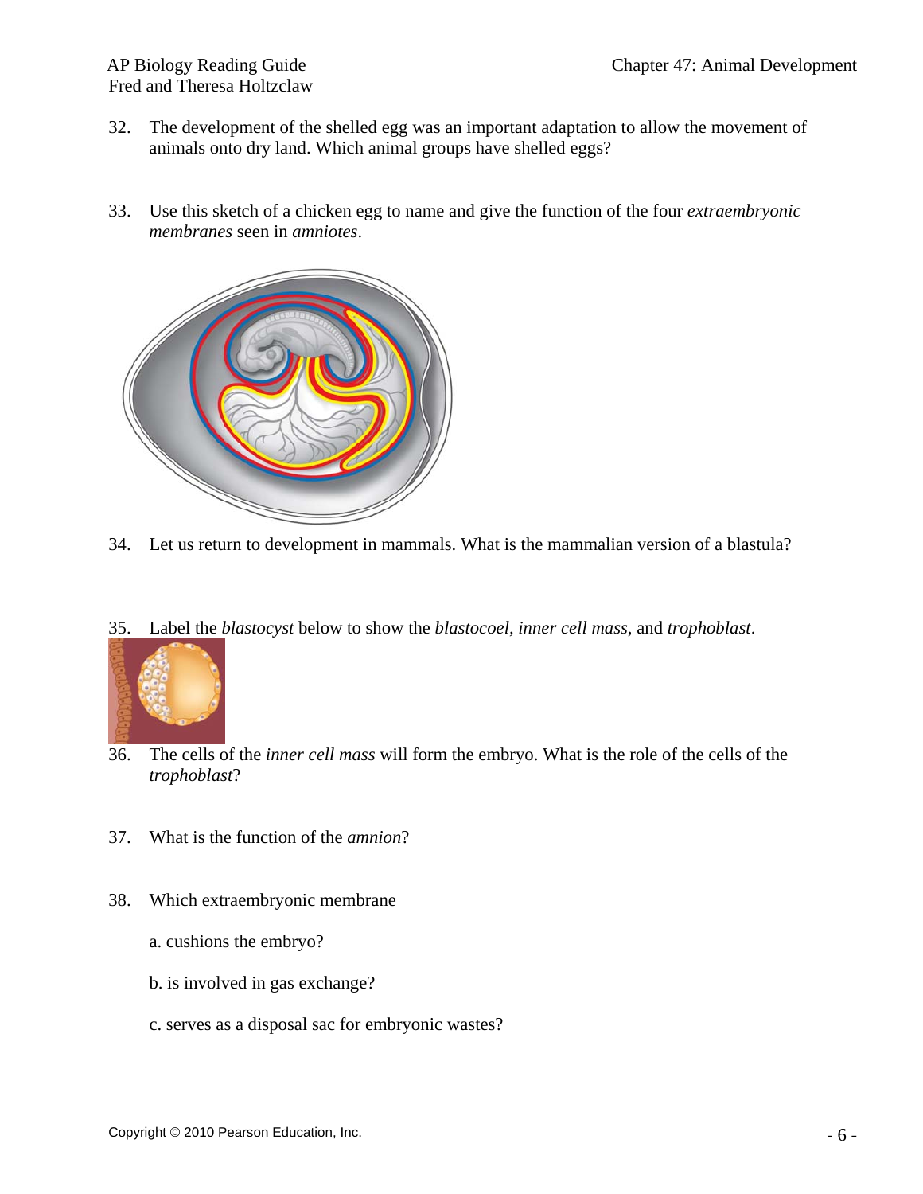32. The development of the shelled egg was an important adaptation to allow the movement of animals onto dry land. Which animal groups have shelled eggs?

33. Use this sketch of a chicken egg to name and give the function of the four *extraembryonic membranes* seen in *amniotes*.

34. Let us return to development in mammals. What is the mammalian version of a blastula?

35. Label the *blastocyst* below to show the *blastocoel*, *inner cell mass*, and *trophoblast*.

36. The cells of the *inner cell mass* will form the embryo. What is the role of the cells of the *trophoblast*?

37. What is the function of the *amnion*?

38. Which extraembryonic membrane

   a. cushions the embryo?

   b. is involved in gas exchange?

   c. serves as a disposal sac for embryonic wastes?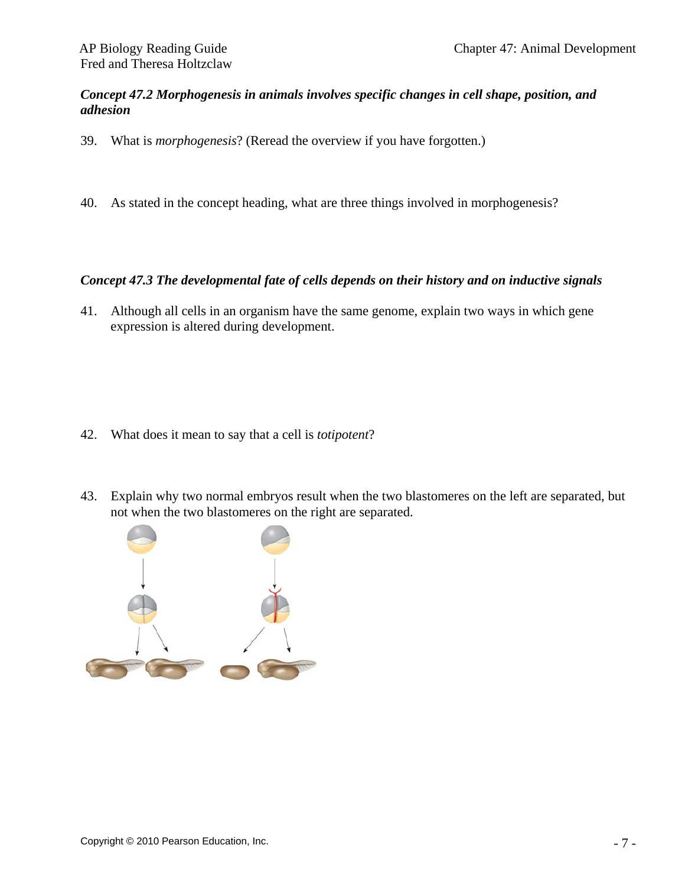***Concept 47.2 Morphogenesis in animals involves specific changes in cell shape, position, and adhesion***

39. What is *morphogenesis*? (Reread the overview if you have forgotten.)

40. As stated in the concept heading, what are three things involved in morphogenesis?

***Concept 47.3 The developmental fate of cells depends on their history and on inductive signals***

41. Although all cells in an organism have the same genome, explain two ways in which gene expression is altered during development.

42. What does it mean to say that a cell is *totipotent*?

43. Explain why two normal embryos result when the two blastomeres on the left are separated, but not when the two blastomeres on the right are separated.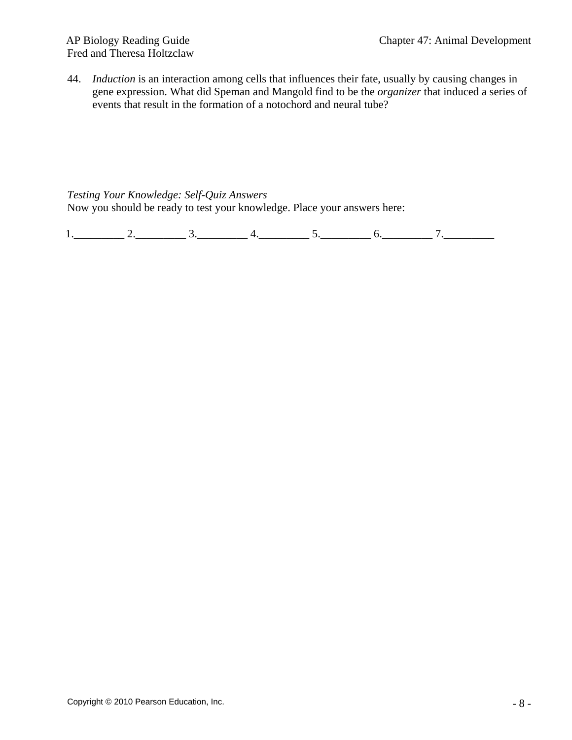44. *Induction* is an interaction among cells that influences their fate, usually by causing changes in gene expression. What did Speman and Mangold find to be the *organizer* that induced a series of events that result in the formation of a notochord and neural tube?

*Testing Your Knowledge: Self-Quiz Answers*

Now you should be ready to test your knowledge. Place your answers here:

1.\_\_\_\_\_\_\_\_\_ 2.\_\_\_\_\_\_\_\_\_ 3.\_\_\_\_\_\_\_\_\_ 4.\_\_\_\_\_\_\_\_\_ 5.\_\_\_\_\_\_\_\_\_ 6.\_\_\_\_\_\_\_\_\_ 7.\_\_\_\_\_\_\_\_\_

Copyright © 2010 Pearson Education, Inc.